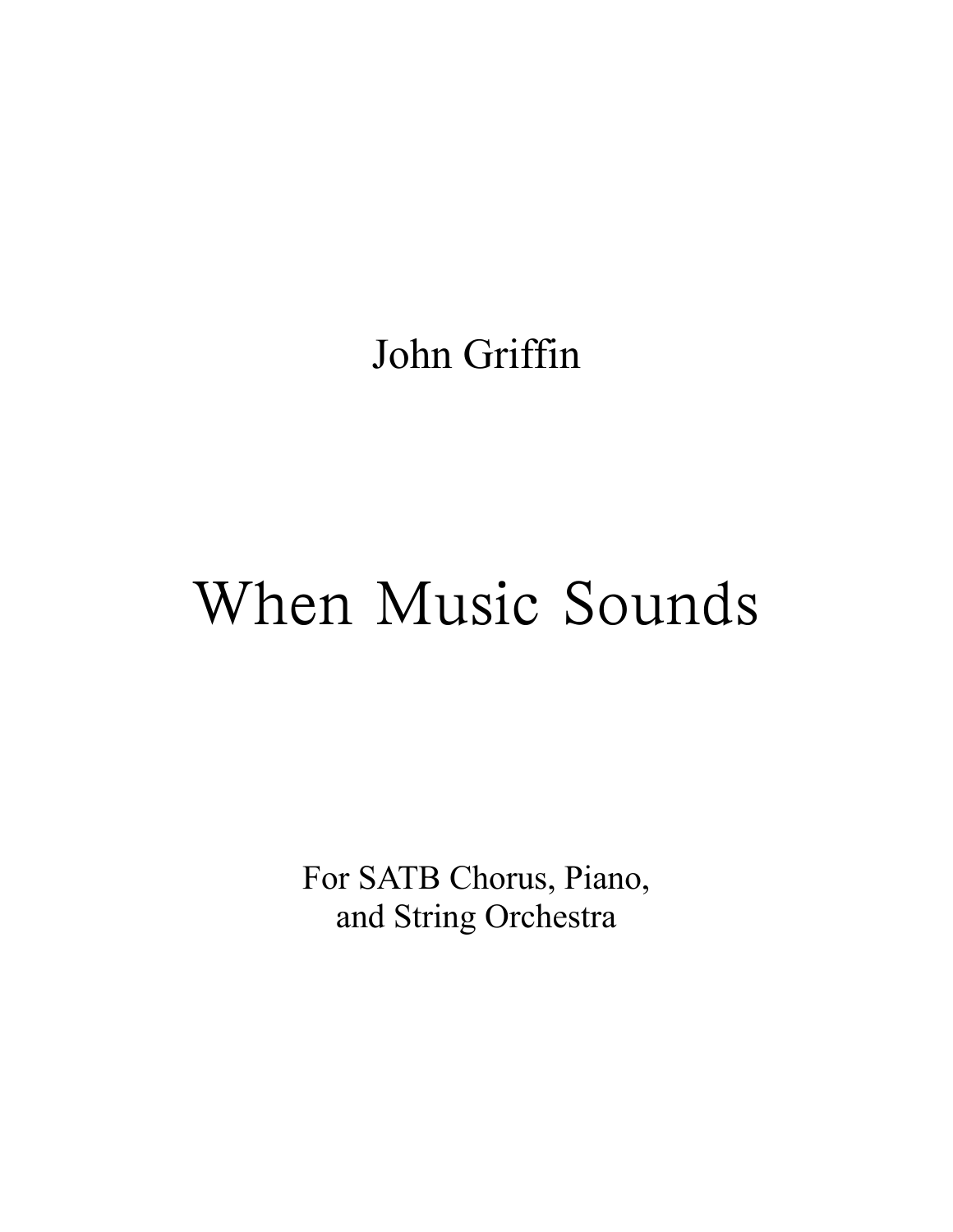John Griffin

# When Music Sounds

For SATB Chorus, Piano,
and String Orchestra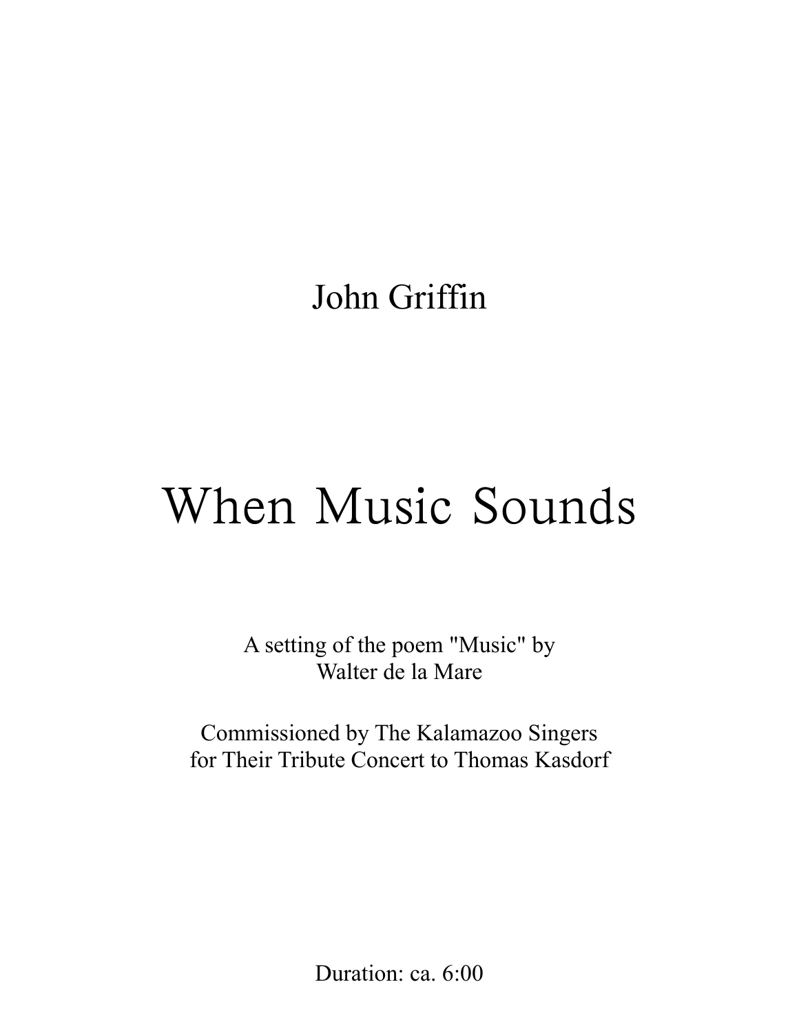John Griffin

# When Music Sounds

A setting of the poem "Music" by
Walter de la Mare

Commissioned by The Kalamazoo Singers
for Their Tribute Concert to Thomas Kasdorf

Duration: ca. 6:00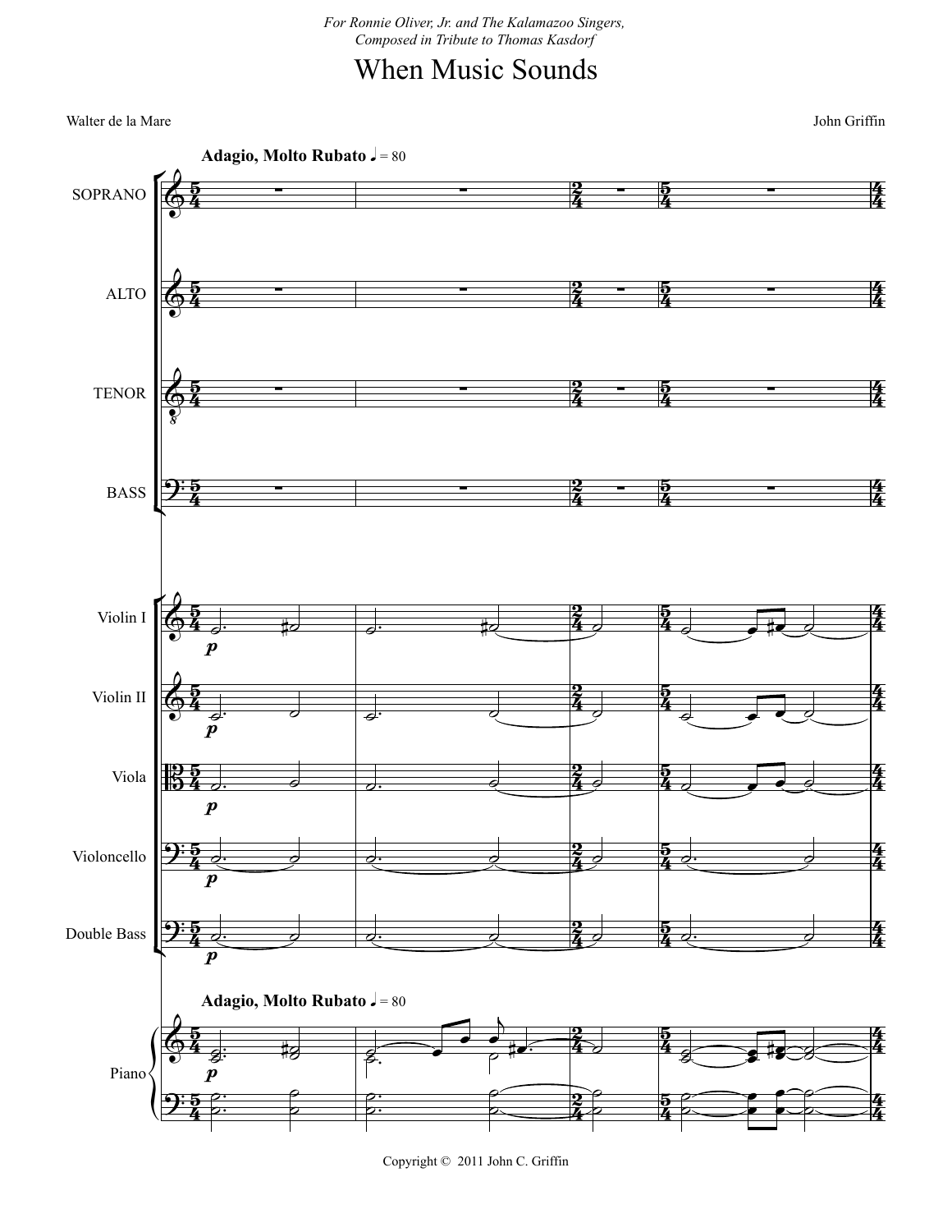*For Ronnie Oliver, Jr. and The Kalamazoo Singers,*
*Composed in Tribute to Thomas Kasdorf*

# When Music Sounds

Walter de la Mare

John Griffin

**Adagio, Molto Rubato** ♩ = 80

SOPRANO

ALTO

TENOR

BASS

Violin I

Violin II

Viola

Violoncello

Double Bass

**Adagio, Molto Rubato** ♩ = 80

Piano

Copyright © 2011 John C. Griffin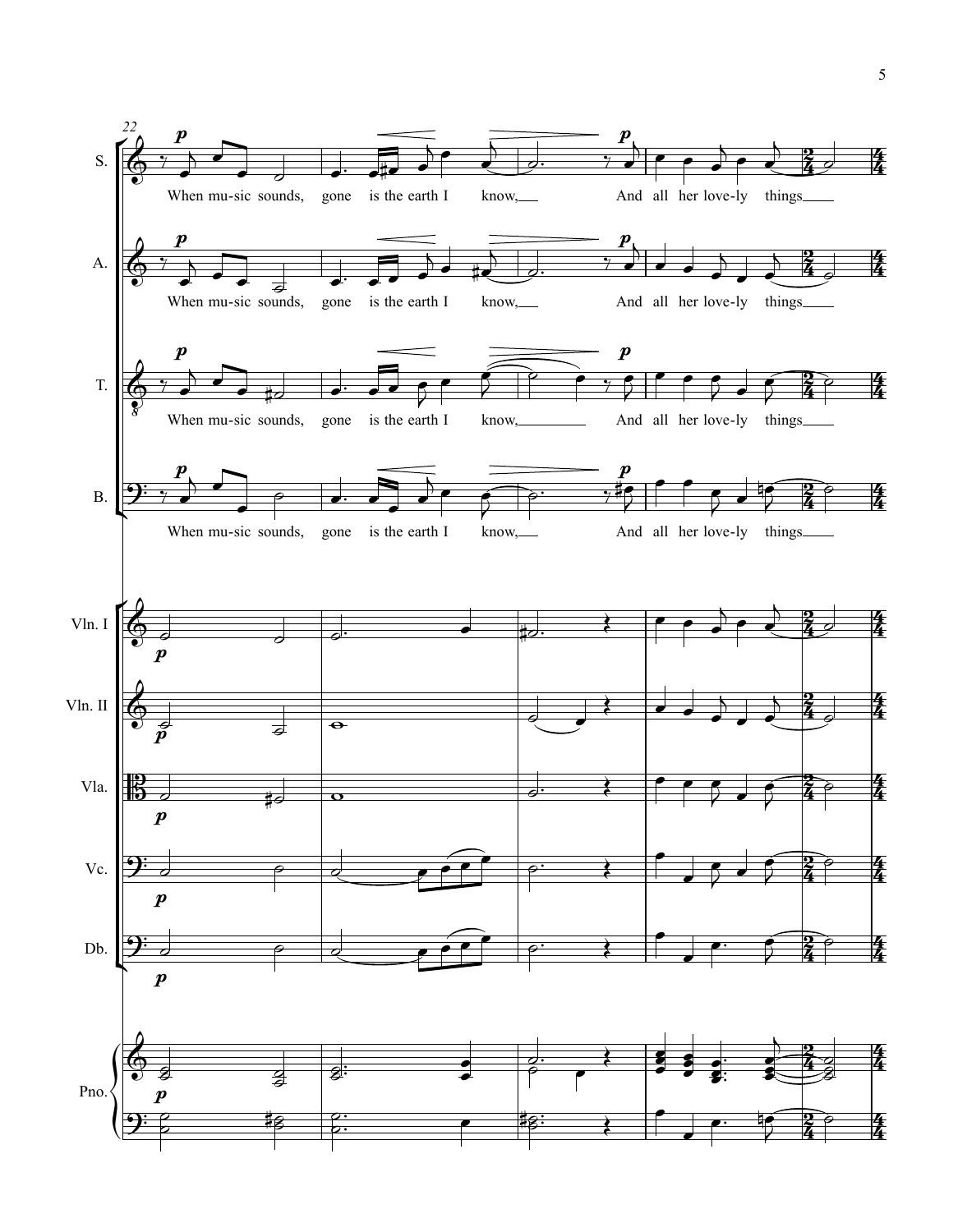When mu-sic sounds, gone is the earth I know, And all her love-ly things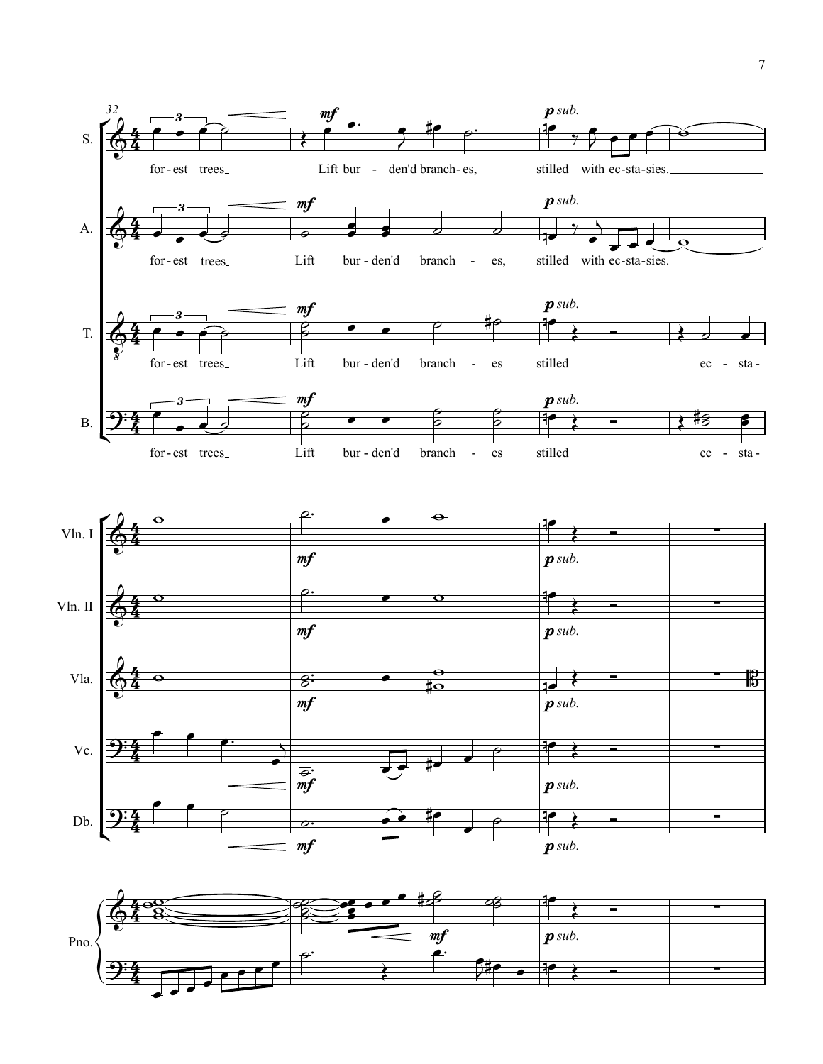32

S.
for-est trees_ Lift bur - den'd branch-es, stilled with ec-sta-sies._

A.
for-est trees_ Lift bur-den'd branch - es, stilled with ec-sta-sies._

T.
for-est trees_ Lift bur-den'd branch - es stilled ec - sta -

B.
for-est trees_ Lift bur-den'd branch - es stilled ec - sta -

Vln. I

Vln. II

Vla.

Vc.

Db.

Pno.

*mf* *p sub.*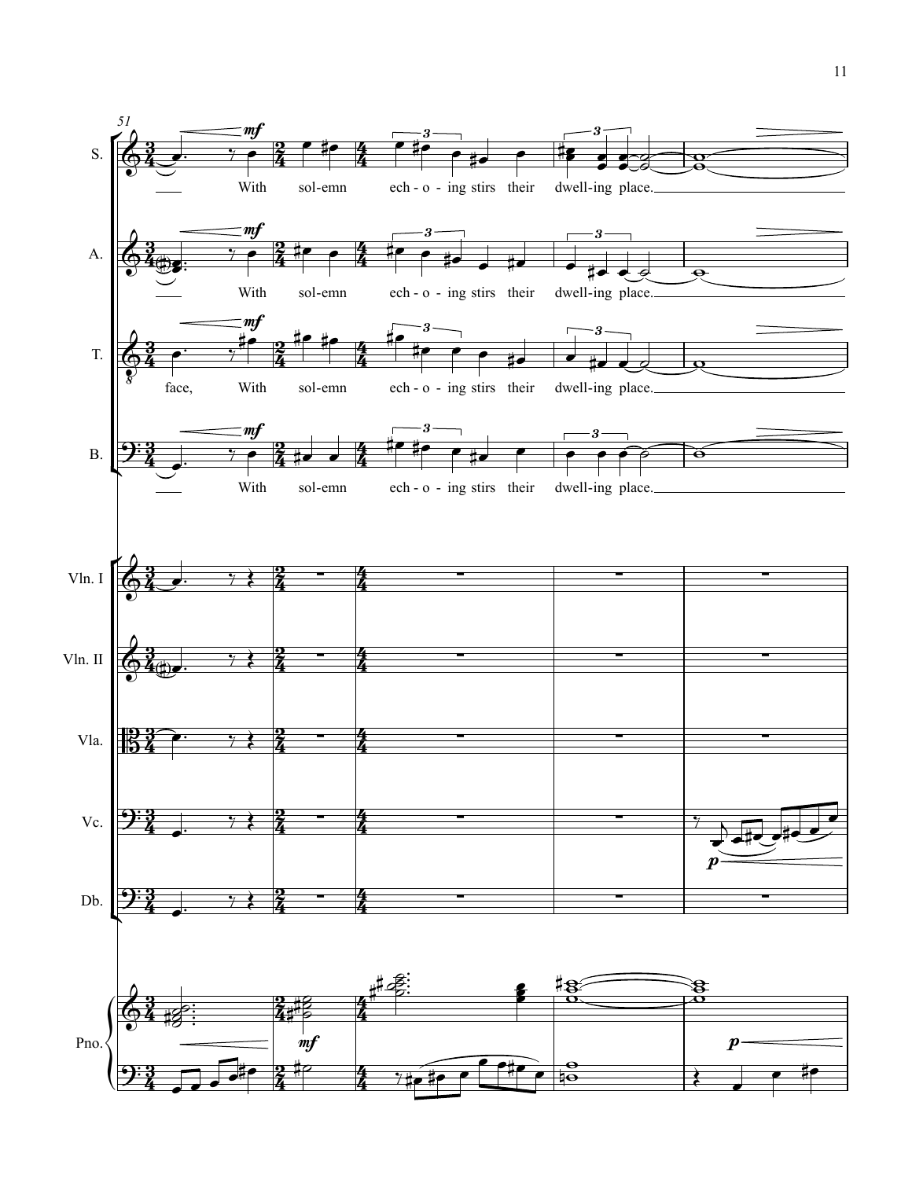S. With sol-emn ech-o-ing stirs their dwell-ing place.

A. With sol-emn ech-o-ing stirs their dwell-ing place.

T. face, With sol-emn ech-o-ing stirs their dwell-ing place.

B. With sol-emn ech-o-ing stirs their dwell-ing place.

Vln. I

Vln. II

Vla.

Vc.

Db.

Pno.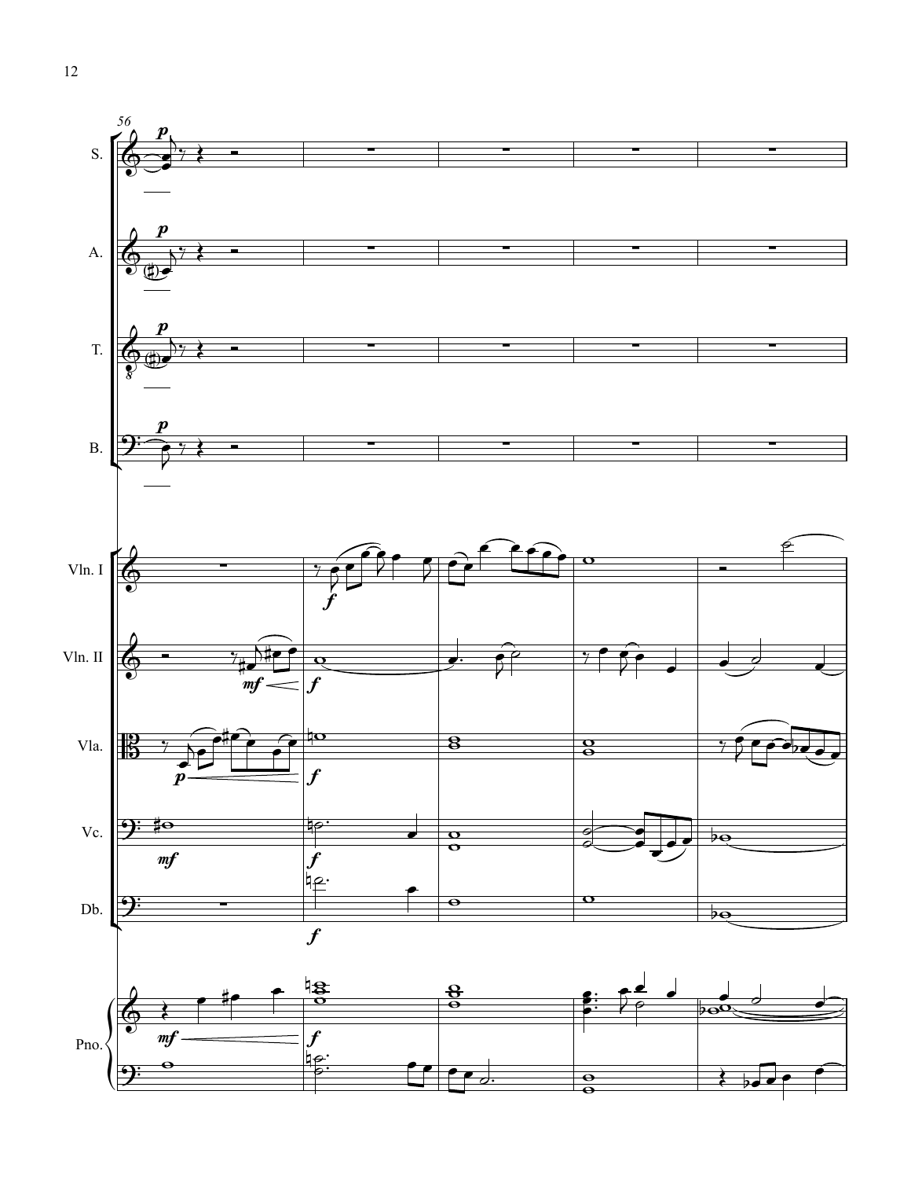S.

A.

T.

B.

Vln. I

Vln. II

Vla.

Vc.

Db.

Pno.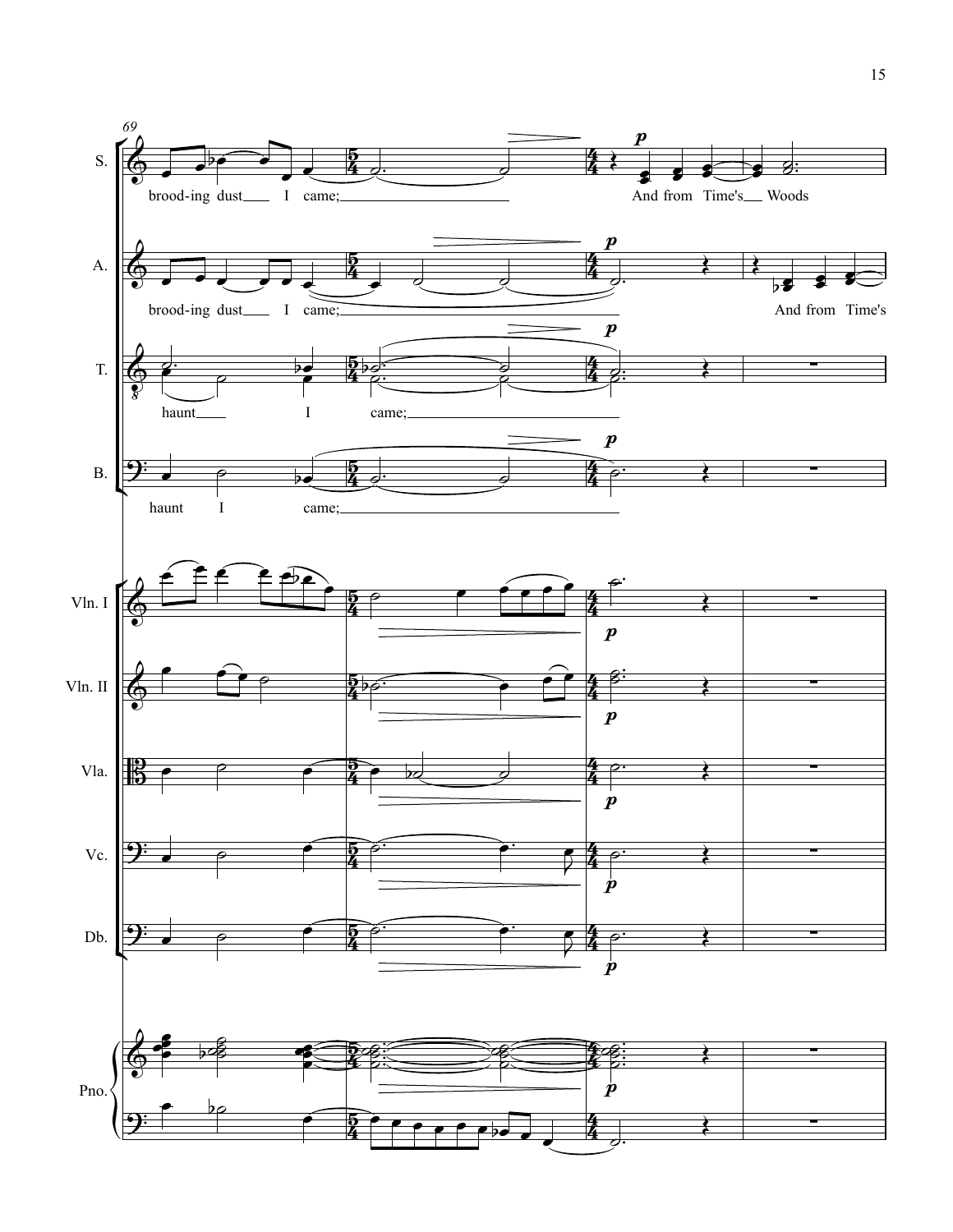69

S. brood-ing dust I came; And from Time's Woods

A. brood-ing dust I came; And from Time's

T. haunt I came;

B. haunt I came;

Vln. I

Vln. II

Vla.

Vc.

Db.

Pno.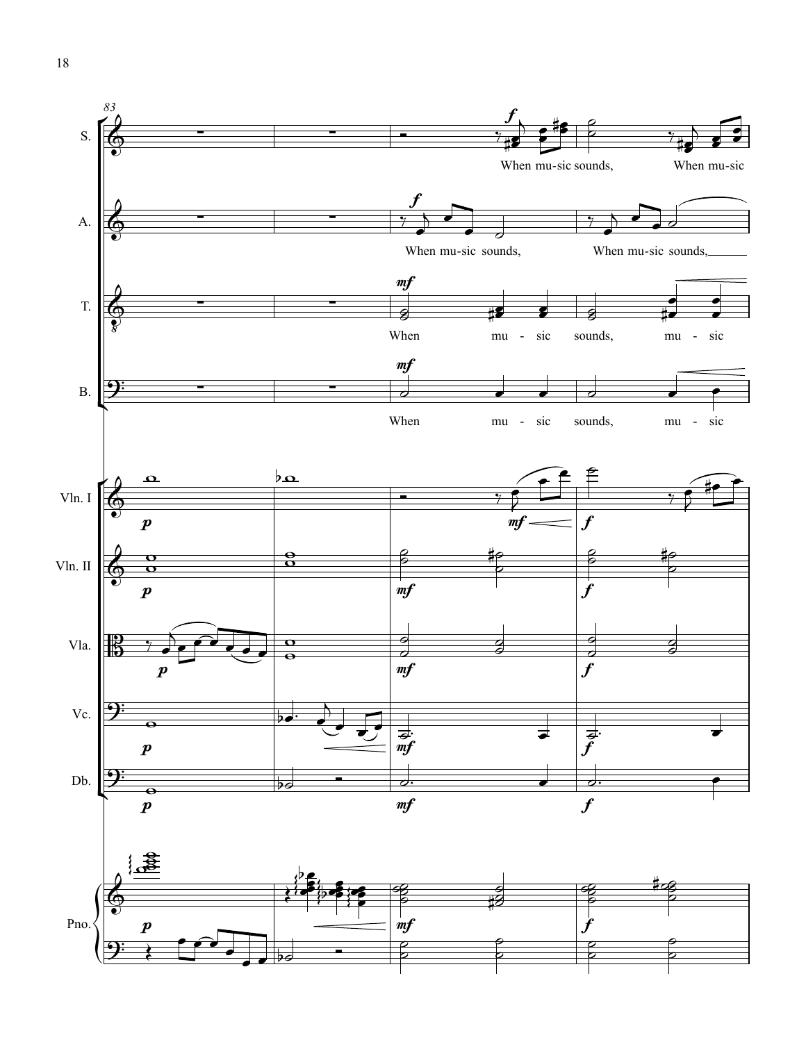83

S. When mu-sic sounds, When mu-sic

A. When mu-sic sounds, When mu-sic sounds,

T. When mu - sic sounds, mu - sic

B. When mu - sic sounds, mu - sic

Vln. I

Vln. II

Vla.

Vc.

Db.

Pno.